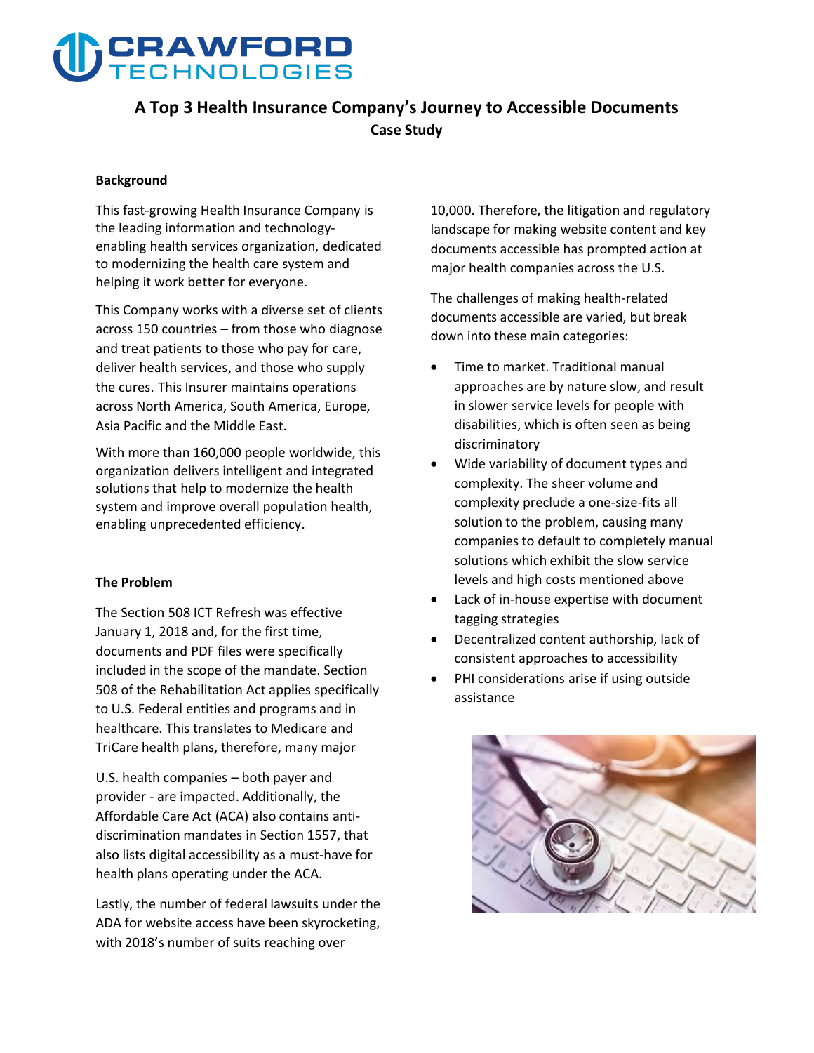# A Top 3 Health Insurance Company's Journey to Accessible Documents

**Case Study**

## Background

This fast-growing Health Insurance Company is the leading information and technology-enabling health services organization, dedicated to modernizing the health care system and helping it work better for everyone.

This Company works with a diverse set of clients across 150 countries – from those who diagnose and treat patients to those who pay for care, deliver health services, and those who supply the cures. This Insurer maintains operations across North America, South America, Europe, Asia Pacific and the Middle East.

With more than 160,000 people worldwide, this organization delivers intelligent and integrated solutions that help to modernize the health system and improve overall population health, enabling unprecedented efficiency.

## The Problem

The Section 508 ICT Refresh was effective January 1, 2018 and, for the first time, documents and PDF files were specifically included in the scope of the mandate. Section 508 of the Rehabilitation Act applies specifically to U.S. Federal entities and programs and in healthcare. This translates to Medicare and TriCare health plans, therefore, many major U.S. health companies – both payer and provider - are impacted. Additionally, the Affordable Care Act (ACA) also contains anti-discrimination mandates in Section 1557, that also lists digital accessibility as a must-have for health plans operating under the ACA.

Lastly, the number of federal lawsuits under the ADA for website access have been skyrocketing, with 2018's number of suits reaching over 10,000. Therefore, the litigation and regulatory landscape for making website content and key documents accessible has prompted action at major health companies across the U.S.

The challenges of making health-related documents accessible are varied, but break down into these main categories:

- Time to market. Traditional manual approaches are by nature slow, and result in slower service levels for people with disabilities, which is often seen as being discriminatory
- Wide variability of document types and complexity. The sheer volume and complexity preclude a one-size-fits all solution to the problem, causing many companies to default to completely manual solutions which exhibit the slow service levels and high costs mentioned above
- Lack of in-house expertise with document tagging strategies
- Decentralized content authorship, lack of consistent approaches to accessibility
- PHI considerations arise if using outside assistance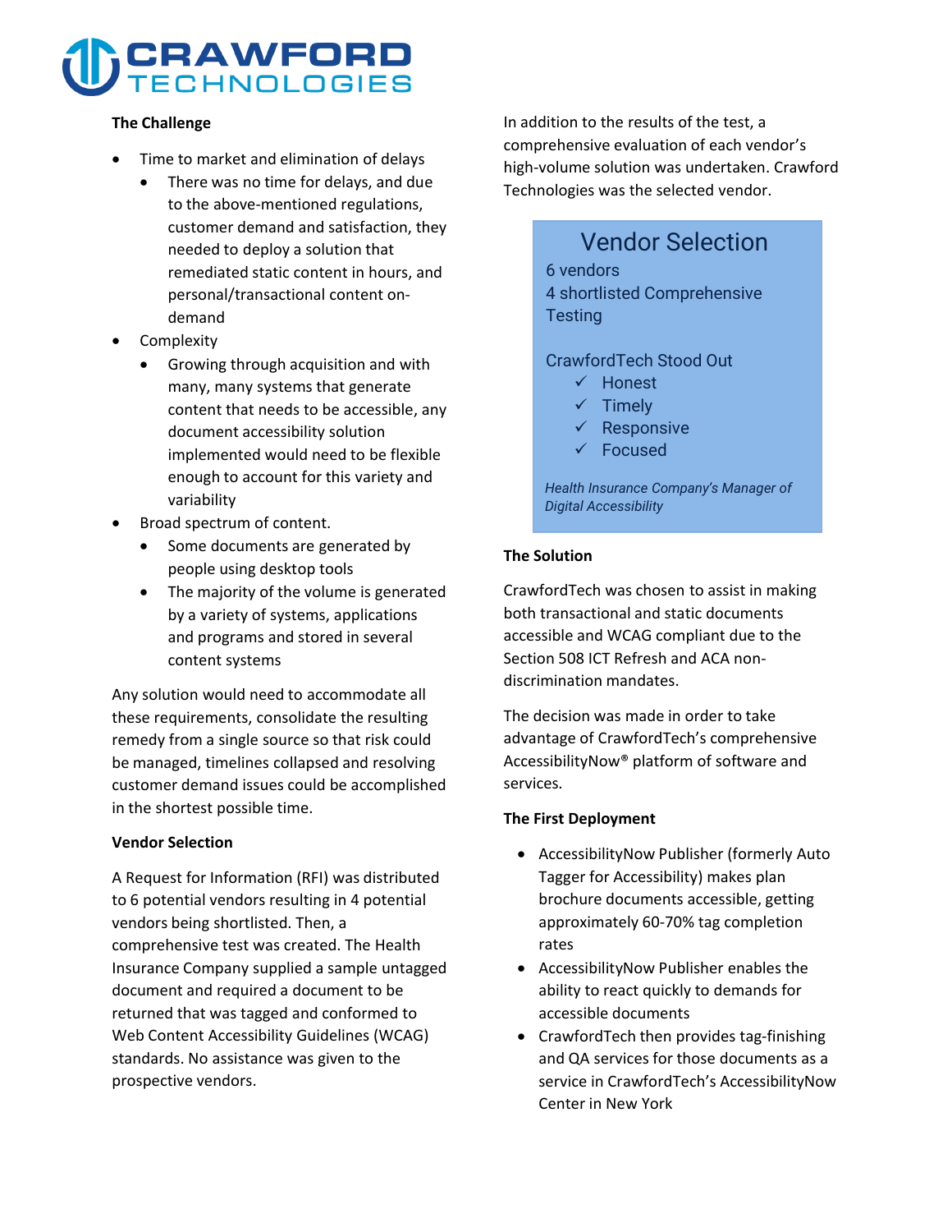### The Challenge

- Time to market and elimination of delays
  - There was no time for delays, and due to the above-mentioned regulations, customer demand and satisfaction, they needed to deploy a solution that remediated static content in hours, and personal/transactional content on-demand
- Complexity
  - Growing through acquisition and with many, many systems that generate content that needs to be accessible, any document accessibility solution implemented would need to be flexible enough to account for this variety and variability
- Broad spectrum of content.
  - Some documents are generated by people using desktop tools
  - The majority of the volume is generated by a variety of systems, applications and programs and stored in several content systems

Any solution would need to accommodate all these requirements, consolidate the resulting remedy from a single source so that risk could be managed, timelines collapsed and resolving customer demand issues could be accomplished in the shortest possible time.

### Vendor Selection

A Request for Information (RFI) was distributed to 6 potential vendors resulting in 4 potential vendors being shortlisted. Then, a comprehensive test was created. The Health Insurance Company supplied a sample untagged document and required a document to be returned that was tagged and conformed to Web Content Accessibility Guidelines (WCAG) standards. No assistance was given to the prospective vendors.

In addition to the results of the test, a comprehensive evaluation of each vendor's high-volume solution was undertaken. Crawford Technologies was the selected vendor.

> **Vendor Selection**
>
> 6 vendors
> 4 shortlisted Comprehensive Testing
>
> CrawfordTech Stood Out
> - ✓ Honest
> - ✓ Timely
> - ✓ Responsive
> - ✓ Focused
>
> *Health Insurance Company's Manager of Digital Accessibility*

### The Solution

CrawfordTech was chosen to assist in making both transactional and static documents accessible and WCAG compliant due to the Section 508 ICT Refresh and ACA non-discrimination mandates.

The decision was made in order to take advantage of CrawfordTech's comprehensive AccessibilityNow® platform of software and services.

### The First Deployment

- AccessibilityNow Publisher (formerly Auto Tagger for Accessibility) makes plan brochure documents accessible, getting approximately 60-70% tag completion rates
- AccessibilityNow Publisher enables the ability to react quickly to demands for accessible documents
- CrawfordTech then provides tag-finishing and QA services for those documents as a service in CrawfordTech's AccessibilityNow Center in New York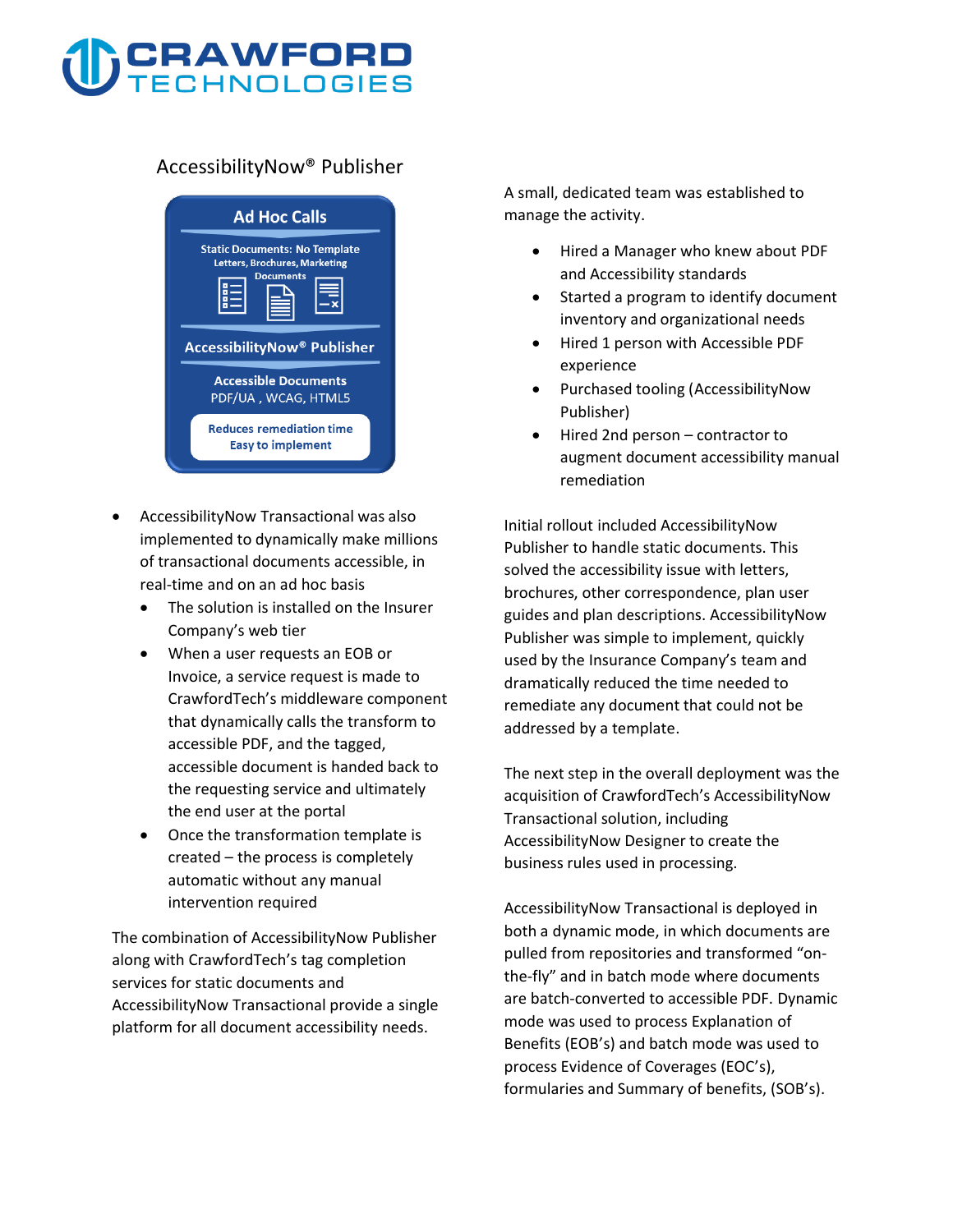AccessibilityNow® Publisher

Ad Hoc Calls

Static Documents: No Template
Letters, Brochures, Marketing Documents

AccessibilityNow® Publisher

Accessible Documents
PDF/UA , WCAG, HTML5

Reduces remediation time
Easy to implement

- AccessibilityNow Transactional was also implemented to dynamically make millions of transactional documents accessible, in real-time and on an ad hoc basis
  - The solution is installed on the Insurer Company's web tier
  - When a user requests an EOB or Invoice, a service request is made to CrawfordTech's middleware component that dynamically calls the transform to accessible PDF, and the tagged, accessible document is handed back to the requesting service and ultimately the end user at the portal
  - Once the transformation template is created – the process is completely automatic without any manual intervention required

The combination of AccessibilityNow Publisher along with CrawfordTech's tag completion services for static documents and AccessibilityNow Transactional provide a single platform for all document accessibility needs.

A small, dedicated team was established to manage the activity.

- Hired a Manager who knew about PDF and Accessibility standards
- Started a program to identify document inventory and organizational needs
- Hired 1 person with Accessible PDF experience
- Purchased tooling (AccessibilityNow Publisher)
- Hired 2nd person – contractor to augment document accessibility manual remediation

Initial rollout included AccessibilityNow Publisher to handle static documents. This solved the accessibility issue with letters, brochures, other correspondence, plan user guides and plan descriptions. AccessibilityNow Publisher was simple to implement, quickly used by the Insurance Company's team and dramatically reduced the time needed to remediate any document that could not be addressed by a template.

The next step in the overall deployment was the acquisition of CrawfordTech's AccessibilityNow Transactional solution, including AccessibilityNow Designer to create the business rules used in processing.

AccessibilityNow Transactional is deployed in both a dynamic mode, in which documents are pulled from repositories and transformed "on-the-fly" and in batch mode where documents are batch-converted to accessible PDF. Dynamic mode was used to process Explanation of Benefits (EOB's) and batch mode was used to process Evidence of Coverages (EOC's), formularies and Summary of benefits, (SOB's).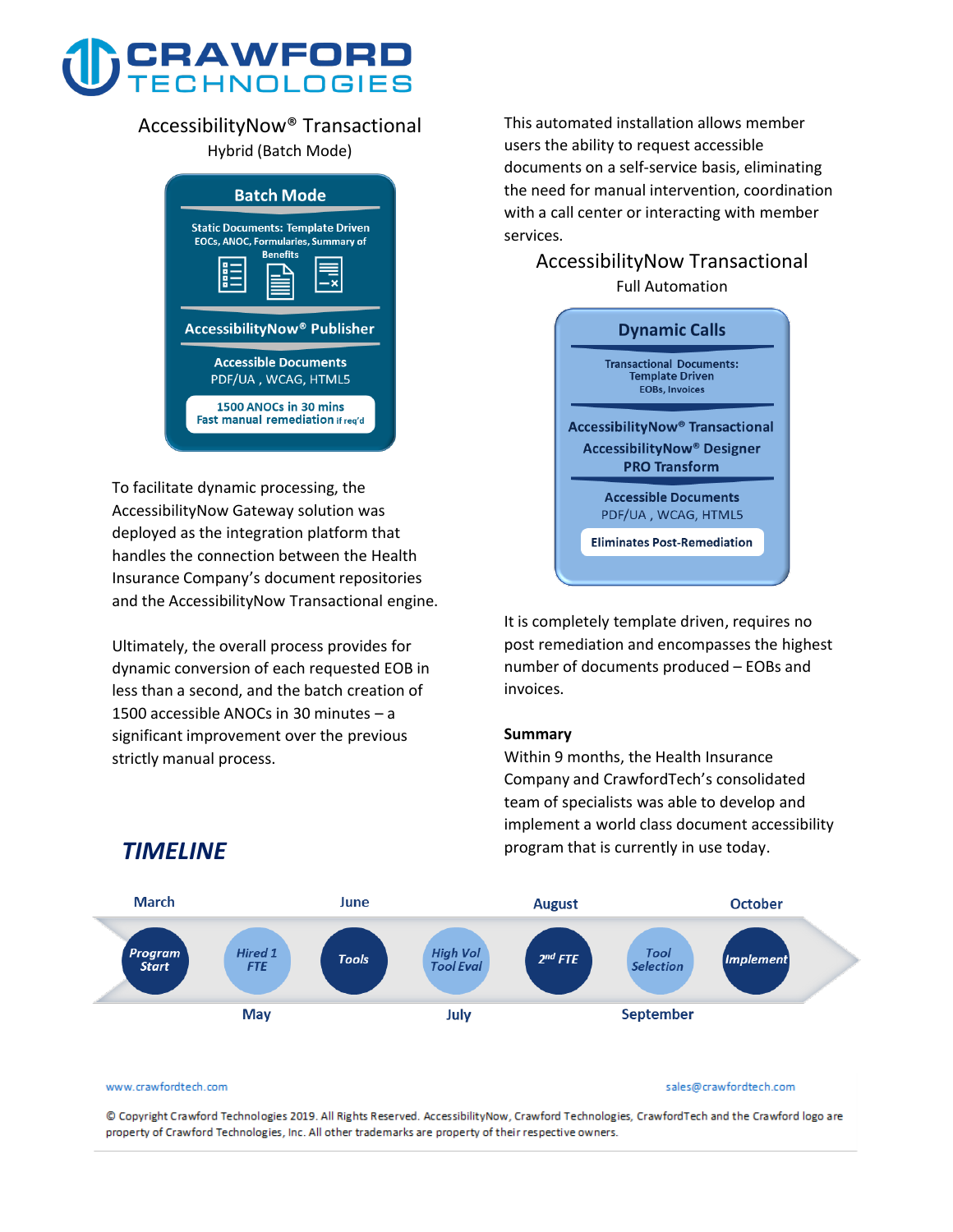CRAWFORD TECHNOLOGIES

## AccessibilityNow® Transactional

Hybrid (Batch Mode)

**Batch Mode**

Static Documents: Template Driven
EOCs, ANOC, Formularies, Summary of Benefits

**AccessibilityNow® Publisher**

**Accessible Documents**
PDF/UA , WCAG, HTML5

1500 ANOCs in 30 mins
Fast manual remediation if req'd

To facilitate dynamic processing, the AccessibilityNow Gateway solution was deployed as the integration platform that handles the connection between the Health Insurance Company's document repositories and the AccessibilityNow Transactional engine.

Ultimately, the overall process provides for dynamic conversion of each requested EOB in less than a second, and the batch creation of 1500 accessible ANOCs in 30 minutes – a significant improvement over the previous strictly manual process.

This automated installation allows member users the ability to request accessible documents on a self-service basis, eliminating the need for manual intervention, coordination with a call center or interacting with member services.

## AccessibilityNow Transactional

Full Automation

**Dynamic Calls**

Transactional Documents: Template Driven
EOBs, Invoices

**AccessibilityNow® Transactional**
**AccessibilityNow® Designer PRO Transform**

**Accessible Documents**
PDF/UA , WCAG, HTML5

Eliminates Post-Remediation

It is completely template driven, requires no post remediation and encompasses the highest number of documents produced – EOBs and invoices.

**Summary**

Within 9 months, the Health Insurance Company and CrawfordTech's consolidated team of specialists was able to develop and implement a world class document accessibility program that is currently in use today.

## *TIMELINE*

March – *Program Start*
May – *Hired 1 FTE*
June – *Tools*
July – *High Vol Tool Eval*
August – *2nd FTE*
September – *Tool Selection*
October – *Implement*

www.crawfordtech.com

sales@crawfordtech.com

© Copyright Crawford Technologies 2019. All Rights Reserved. AccessibilityNow, Crawford Technologies, CrawfordTech and the Crawford logo are property of Crawford Technologies, Inc. All other trademarks are property of their respective owners.